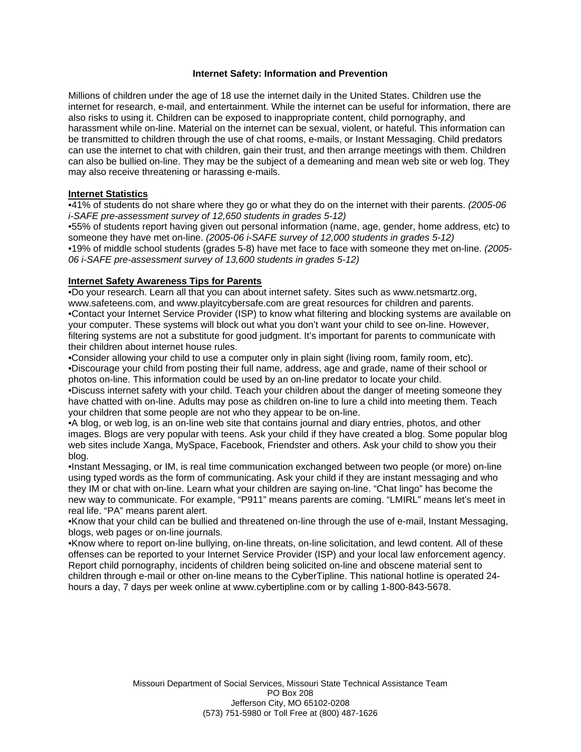# Internet Safety: Information and Prevention

Millions of children under the age of 18 use the internet daily in the United States. Children use the internet for research, e-mail, and entertainment. While the internet can be useful for information, there are also risks to using it. Children can be exposed to inappropriate content, child pornography, and harassment while on-line. Material on the internet can be sexual, violent, or hateful. This information can be transmitted to children through the use of chat rooms, e-mails, or Instant Messaging. Child predators can use the internet to chat with children, gain their trust, and then arrange meetings with them. Children can also be bullied on-line. They may be the subject of a demeaning and mean web site or web log. They may also receive threatening or harassing e-mails.

## Internet Statistics

- 41% of students do not share where they go or what they do on the internet with their parents. *(2005-06 i-SAFE pre-assessment survey of 12,650 students in grades 5-12)*
- 55% of students report having given out personal information (name, age, gender, home address, etc) to someone they have met on-line. *(2005-06 i-SAFE survey of 12,000 students in grades 5-12)*
- 19% of middle school students (grades 5-8) have met face to face with someone they met on-line. *(2005-06 i-SAFE pre-assessment survey of 13,600 students in grades 5-12)*

## Internet Safety Awareness Tips for Parents

- Do your research. Learn all that you can about internet safety. Sites such as www.netsmartz.org, www.safeteens.com, and www.playitcybersafe.com are great resources for children and parents.
- Contact your Internet Service Provider (ISP) to know what filtering and blocking systems are available on your computer. These systems will block out what you don't want your child to see on-line. However, filtering systems are not a substitute for good judgment. It's important for parents to communicate with their children about internet house rules.
- Consider allowing your child to use a computer only in plain sight (living room, family room, etc).
- Discourage your child from posting their full name, address, age and grade, name of their school or photos on-line. This information could be used by an on-line predator to locate your child.
- Discuss internet safety with your child. Teach your children about the danger of meeting someone they have chatted with on-line. Adults may pose as children on-line to lure a child into meeting them. Teach your children that some people are not who they appear to be on-line.
- A blog, or web log, is an on-line web site that contains journal and diary entries, photos, and other images. Blogs are very popular with teens. Ask your child if they have created a blog. Some popular blog web sites include Xanga, MySpace, Facebook, Friendster and others. Ask your child to show you their blog.
- Instant Messaging, or IM, is real time communication exchanged between two people (or more) on-line using typed words as the form of communicating. Ask your child if they are instant messaging and who they IM or chat with on-line. Learn what your children are saying on-line. "Chat lingo" has become the new way to communicate. For example, "P911" means parents are coming. "LMIRL" means let's meet in real life. "PA" means parent alert.
- Know that your child can be bullied and threatened on-line through the use of e-mail, Instant Messaging, blogs, web pages or on-line journals.
- Know where to report on-line bullying, on-line threats, on-line solicitation, and lewd content. All of these offenses can be reported to your Internet Service Provider (ISP) and your local law enforcement agency. Report child pornography, incidents of children being solicited on-line and obscene material sent to children through e-mail or other on-line means to the CyberTipline. This national hotline is operated 24-hours a day, 7 days per week online at www.cybertipline.com or by calling 1-800-843-5678.

Missouri Department of Social Services, Missouri State Technical Assistance Team
PO Box 208
Jefferson City, MO 65102-0208
(573) 751-5980 or Toll Free at (800) 487-1626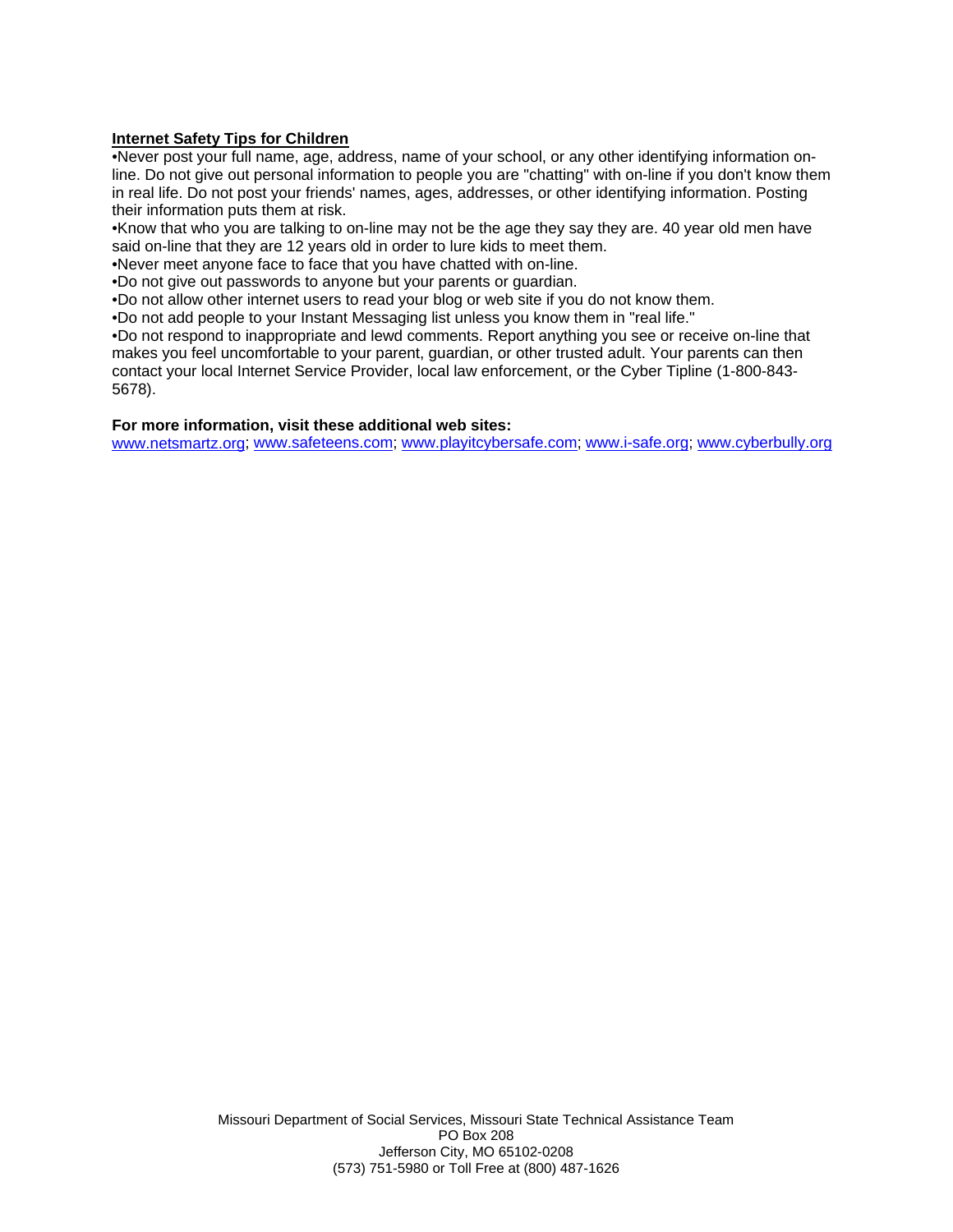**Internet Safety Tips for Children**

- Never post your full name, age, address, name of your school, or any other identifying information on-line. Do not give out personal information to people you are "chatting" with on-line if you don't know them in real life. Do not post your friends' names, ages, addresses, or other identifying information. Posting their information puts them at risk.
- Know that who you are talking to on-line may not be the age they say they are. 40 year old men have said on-line that they are 12 years old in order to lure kids to meet them.
- Never meet anyone face to face that you have chatted with on-line.
- Do not give out passwords to anyone but your parents or guardian.
- Do not allow other internet users to read your blog or web site if you do not know them.
- Do not add people to your Instant Messaging list unless you know them in "real life."
- Do not respond to inappropriate and lewd comments. Report anything you see or receive on-line that makes you feel uncomfortable to your parent, guardian, or other trusted adult. Your parents can then contact your local Internet Service Provider, local law enforcement, or the Cyber Tipline (1-800-843-5678).

**For more information, visit these additional web sites:**

www.netsmartz.org; www.safeteens.com; www.playitcybersafe.com; www.i-safe.org; www.cyberbully.org

Missouri Department of Social Services, Missouri State Technical Assistance Team
PO Box 208
Jefferson City, MO 65102-0208
(573) 751-5980 or Toll Free at (800) 487-1626